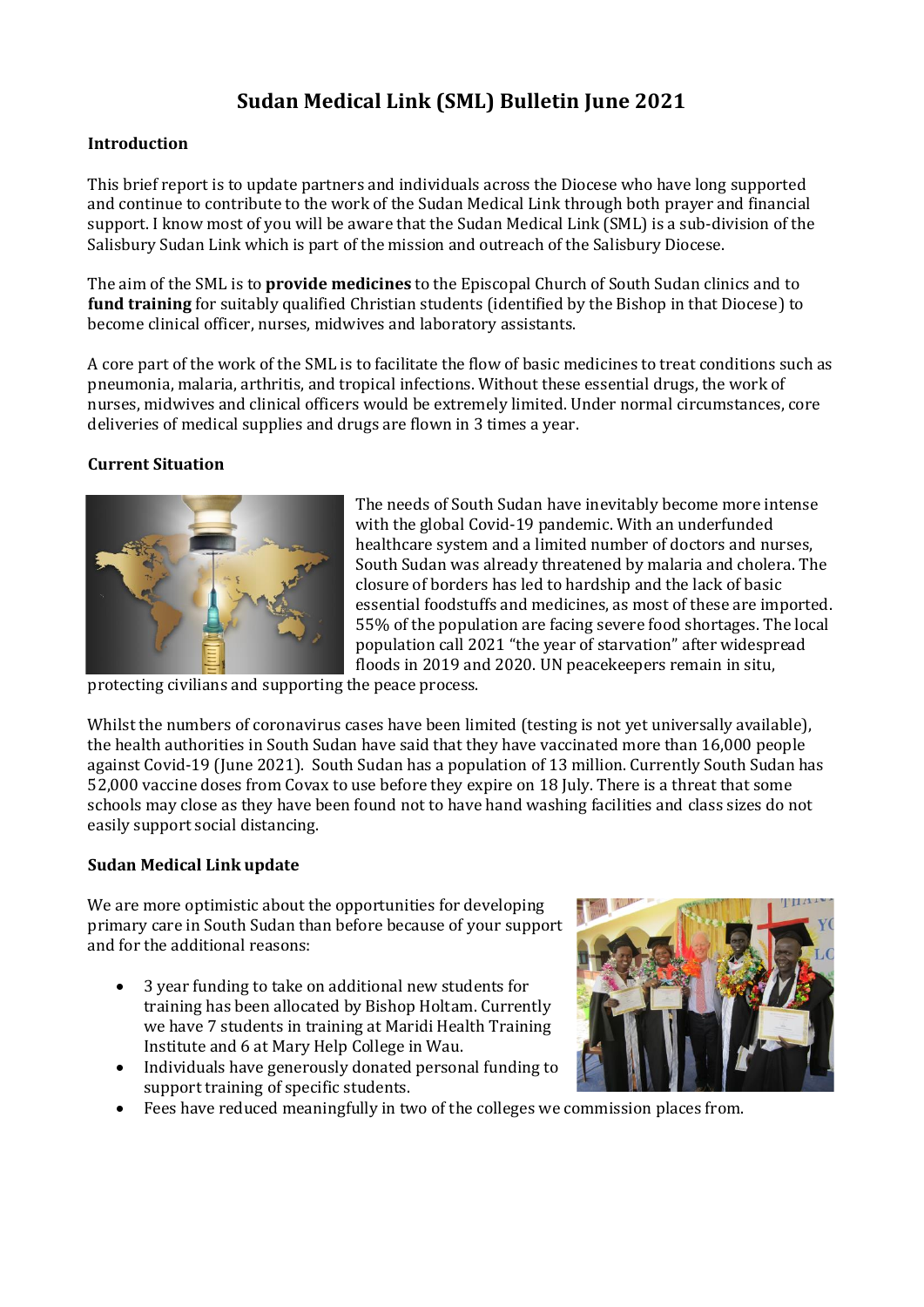# Sudan Medical Link (SML) Bulletin June 2021

## Introduction

This brief report is to update partners and individuals across the Diocese who have long supported and continue to contribute to the work of the Sudan Medical Link through both prayer and financial support. I know most of you will be aware that the Sudan Medical Link (SML) is a sub-division of the Salisbury Sudan Link which is part of the mission and outreach of the Salisbury Diocese.

The aim of the SML is to **provide medicines** to the Episcopal Church of South Sudan clinics and to **fund training** for suitably qualified Christian students (identified by the Bishop in that Diocese) to become clinical officer, nurses, midwives and laboratory assistants.

A core part of the work of the SML is to facilitate the flow of basic medicines to treat conditions such as pneumonia, malaria, arthritis, and tropical infections. Without these essential drugs, the work of nurses, midwives and clinical officers would be extremely limited. Under normal circumstances, core deliveries of medical supplies and drugs are flown in 3 times a year.

## Current Situation

The needs of South Sudan have inevitably become more intense with the global Covid-19 pandemic. With an underfunded healthcare system and a limited number of doctors and nurses, South Sudan was already threatened by malaria and cholera. The closure of borders has led to hardship and the lack of basic essential foodstuffs and medicines, as most of these are imported. 55% of the population are facing severe food shortages. The local population call 2021 "the year of starvation" after widespread floods in 2019 and 2020. UN peacekeepers remain in situ, protecting civilians and supporting the peace process.

Whilst the numbers of coronavirus cases have been limited (testing is not yet universally available), the health authorities in South Sudan have said that they have vaccinated more than 16,000 people against Covid-19 (June 2021). South Sudan has a population of 13 million. Currently South Sudan has 52,000 vaccine doses from Covax to use before they expire on 18 July. There is a threat that some schools may close as they have been found not to have hand washing facilities and class sizes do not easily support social distancing.

## Sudan Medical Link update

We are more optimistic about the opportunities for developing primary care in South Sudan than before because of your support and for the additional reasons:

- 3 year funding to take on additional new students for training has been allocated by Bishop Holtam. Currently we have 7 students in training at Maridi Health Training Institute and 6 at Mary Help College in Wau.
- Individuals have generously donated personal funding to support training of specific students.
- Fees have reduced meaningfully in two of the colleges we commission places from.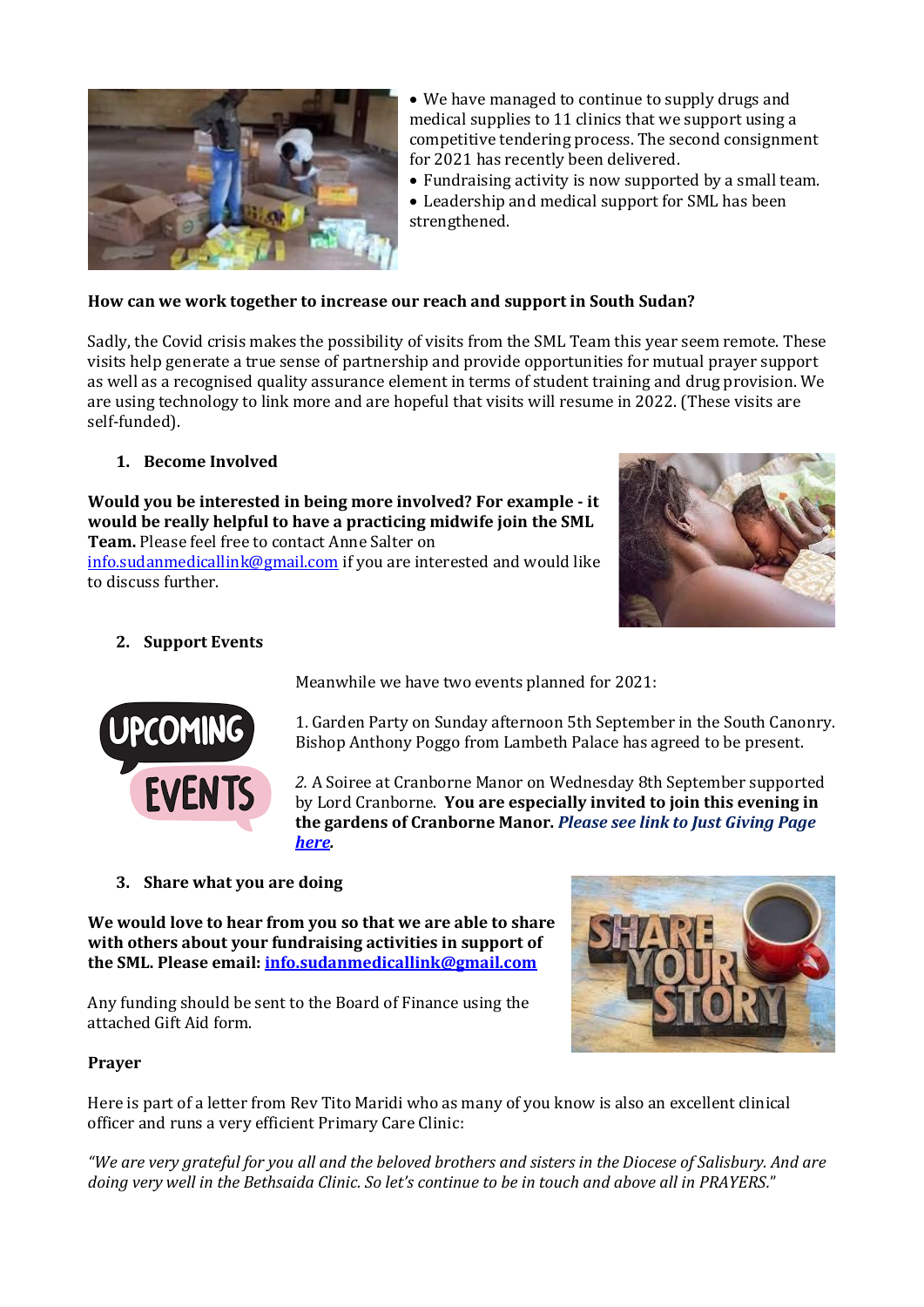- We have managed to continue to supply drugs and medical supplies to 11 clinics that we support using a competitive tendering process. The second consignment for 2021 has recently been delivered.
- Fundraising activity is now supported by a small team.
- Leadership and medical support for SML has been strengthened.

**How can we work together to increase our reach and support in South Sudan?**

Sadly, the Covid crisis makes the possibility of visits from the SML Team this year seem remote. These visits help generate a true sense of partnership and provide opportunities for mutual prayer support as well as a recognised quality assurance element in terms of student training and drug provision. We are using technology to link more and are hopeful that visits will resume in 2022. (These visits are self-funded).

1. **Become Involved**

**Would you be interested in being more involved? For example - it would be really helpful to have a practicing midwife join the SML Team.** Please feel free to contact Anne Salter on info.sudanmedicallink@gmail.com if you are interested and would like to discuss further.

2. **Support Events**

Meanwhile we have two events planned for 2021:

1. Garden Party on Sunday afternoon 5th September in the South Canonry. Bishop Anthony Poggo from Lambeth Palace has agreed to be present.

*2.* A Soiree at Cranborne Manor on Wednesday 8th September supported by Lord Cranborne. **You are especially invited to join this evening in the gardens of Cranborne Manor.** ***Please see link to Just Giving Page here.***

3. **Share what you are doing**

**We would love to hear from you so that we are able to share with others about your fundraising activities in support of the SML. Please email: info.sudanmedicallink@gmail.com**

Any funding should be sent to the Board of Finance using the attached Gift Aid form.

**Prayer**

Here is part of a letter from Rev Tito Maridi who as many of you know is also an excellent clinical officer and runs a very efficient Primary Care Clinic:

*"We are very grateful for you all and the beloved brothers and sisters in the Diocese of Salisbury. And are doing very well in the Bethsaida Clinic. So let's continue to be in touch and above all in PRAYERS."*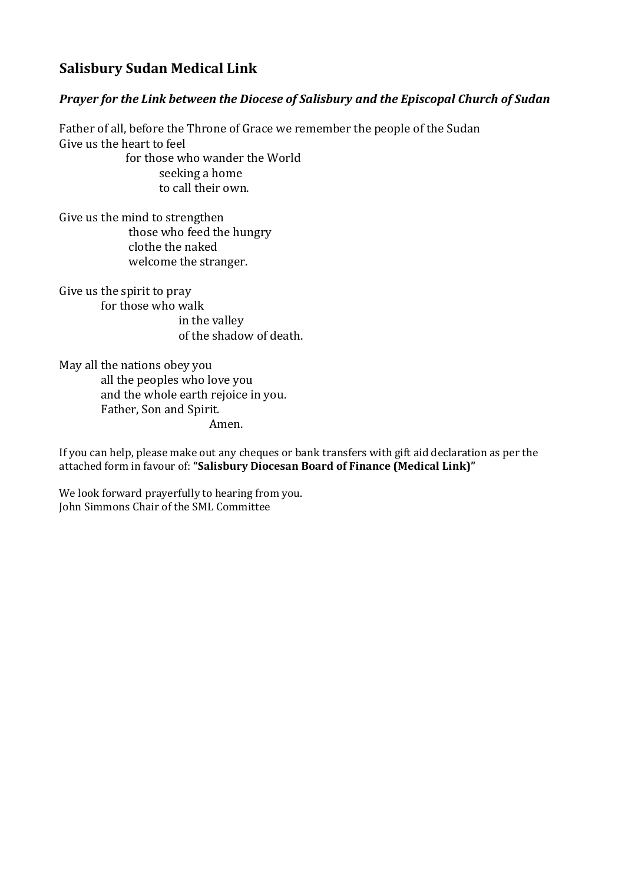## Salisbury Sudan Medical Link

### *Prayer for the Link between the Diocese of Salisbury and the Episcopal Church of Sudan*

Father of all, before the Throne of Grace we remember the people of the Sudan
Give us the heart to feel
for those who wander the World
seeking a home
to call their own.

Give us the mind to strengthen
those who feed the hungry
clothe the naked
welcome the stranger.

Give us the spirit to pray
for those who walk
in the valley
of the shadow of death.

May all the nations obey you
all the peoples who love you
and the whole earth rejoice in you.
Father, Son and Spirit.
Amen.

If you can help, please make out any cheques or bank transfers with gift aid declaration as per the attached form in favour of: **"Salisbury Diocesan Board of Finance (Medical Link)"**

We look forward prayerfully to hearing from you.
John Simmons Chair of the SML Committee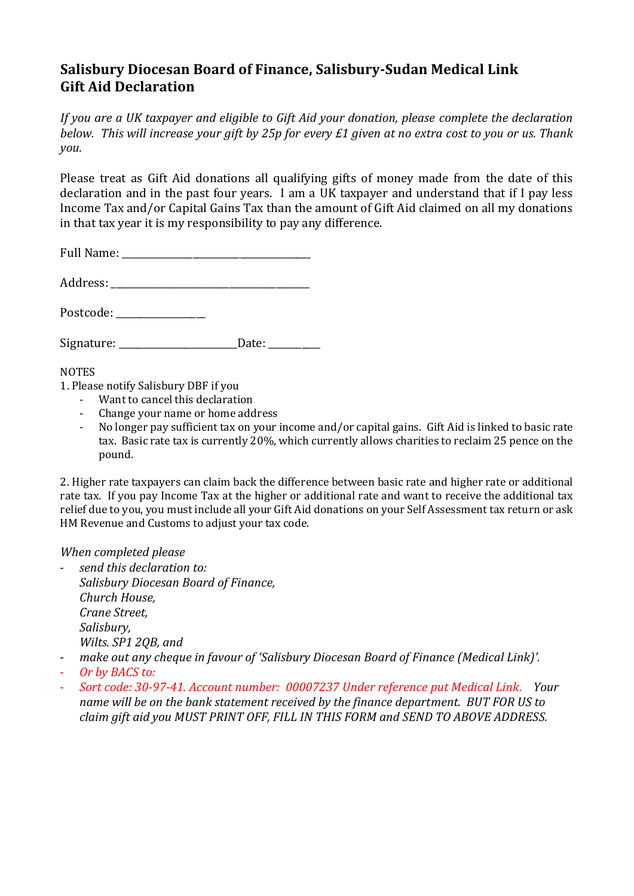## Salisbury Diocesan Board of Finance, Salisbury-Sudan Medical Link Gift Aid Declaration

*If you are a UK taxpayer and eligible to Gift Aid your donation, please complete the declaration below. This will increase your gift by 25p for every £1 given at no extra cost to you or us. Thank you.*

Please treat as Gift Aid donations all qualifying gifts of money made from the date of this declaration and in the past four years. I am a UK taxpayer and understand that if I pay less Income Tax and/or Capital Gains Tax than the amount of Gift Aid claimed on all my donations in that tax year it is my responsibility to pay any difference.

Full Name: ____________________________________

Address: _____________________________________

Postcode: _________________

Signature: ______________________Date: __________

NOTES

1. Please notify Salisbury DBF if you
   - Want to cancel this declaration
   - Change your name or home address
   - No longer pay sufficient tax on your income and/or capital gains. Gift Aid is linked to basic rate tax. Basic rate tax is currently 20%, which currently allows charities to reclaim 25 pence on the pound.

2. Higher rate taxpayers can claim back the difference between basic rate and higher rate or additional rate tax. If you pay Income Tax at the higher or additional rate and want to receive the additional tax relief due to you, you must include all your Gift Aid donations on your Self Assessment tax return or ask HM Revenue and Customs to adjust your tax code.

*When completed please*

- *send this declaration to:*
  *Salisbury Diocesan Board of Finance,*
  *Church House,*
  *Crane Street,*
  *Salisbury,*
  *Wilts. SP1 2QB, and*
- *make out any cheque in favour of 'Salisbury Diocesan Board of Finance (Medical Link)'.*
- *Or by BACS to:*
- *Sort code: 30-97-41. Account number: 00007237 Under reference put Medical Link. Your name will be on the bank statement received by the finance department. BUT FOR US to claim gift aid you MUST PRINT OFF, FILL IN THIS FORM and SEND TO ABOVE ADDRESS.*